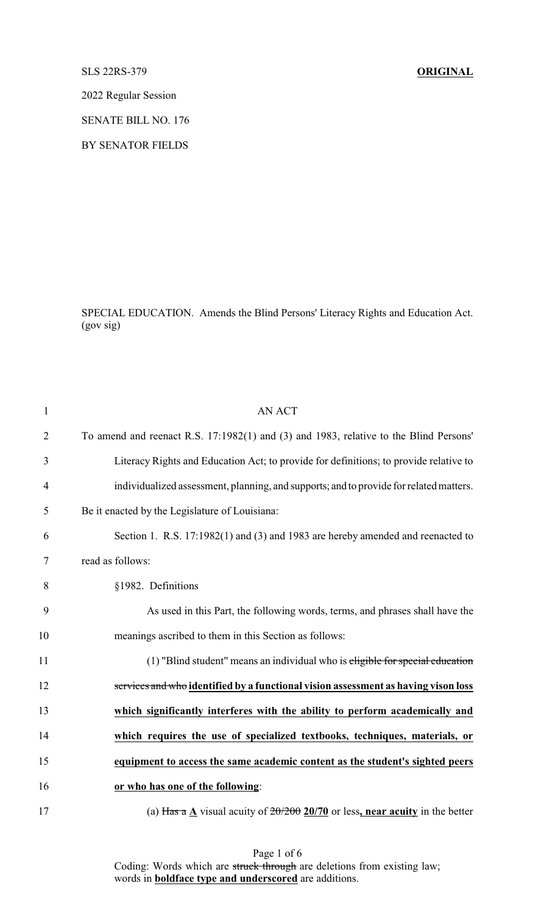SLS 22RS-379 **ORIGINAL**

2022 Regular Session

SENATE BILL NO. 176

BY SENATOR FIELDS

SPECIAL EDUCATION. Amends the Blind Persons' Literacy Rights and Education Act. (gov sig)

1 AN ACT

2 To amend and reenact R.S. 17:1982(1) and (3) and 1983, relative to the Blind Persons'

3 Literacy Rights and Education Act; to provide for definitions; to provide relative to

4 individualized assessment, planning, and supports; and to provide for related matters.

5 Be it enacted by the Legislature of Louisiana:

6 Section 1. R.S. 17:1982(1) and (3) and 1983 are hereby amended and reenacted to

7 read as follows:

8 §1982. Definitions

9 As used in this Part, the following words, terms, and phrases shall have the

10 meanings ascribed to them in this Section as follows:

11 (1) "Blind student" means an individual who is ~~eligible for special education~~

12 ~~services and who~~ **identified by a functional vision assessment as having vison loss**

13 **which significantly interferes with the ability to perform academically and**

14 **which requires the use of specialized textbooks, techniques, materials, or**

15 **equipment to access the same academic content as the student's sighted peers**

16 **or who has one of the following**:

17 (a) ~~Has a~~ **A** visual acuity of ~~20/200~~ **20/70** or less**, near acuity** in the better

Coding: Words which are ~~struck through~~ are deletions from existing law; words in **boldface type and underscored** are additions.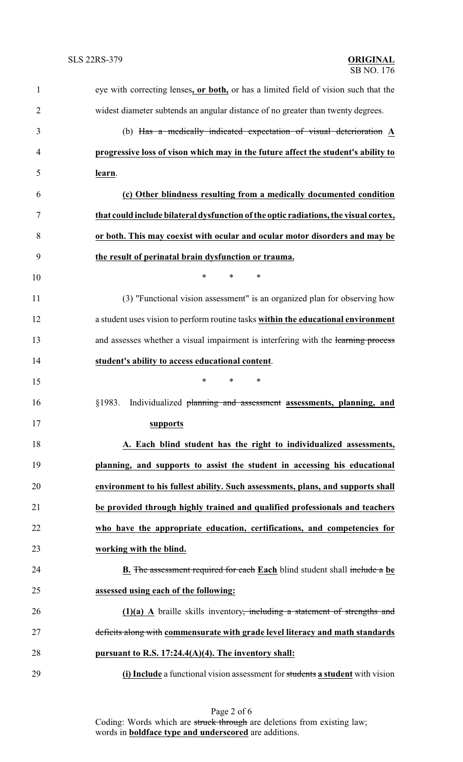eye with correcting lenses**, or both,** or has a limited field of vision such that the widest diameter subtends an angular distance of no greater than twenty degrees.

(b) ~~Has a medically indicated expectation of visual deterioration~~ **A progressive loss of vison which may in the future affect the student's ability to learn**.

**(c) Other blindness resulting from a medically documented condition that could include bilateral dysfunction of the optic radiations, the visual cortex, or both. This may coexist with ocular and ocular motor disorders and may be the result of perinatal brain dysfunction or trauma.**

\* \* \*

(3) "Functional vision assessment" is an organized plan for observing how a student uses vision to perform routine tasks **within the educational environment** and assesses whether a visual impairment is interfering with the ~~learning process~~ **student's ability to access educational content**.

\* \* \*

§1983. Individualized ~~planning and assessment~~ **assessments, planning, and supports**

**A. Each blind student has the right to individualized assessments, planning, and supports to assist the student in accessing his educational environment to his fullest ability. Such assessments, plans, and supports shall be provided through highly trained and qualified professionals and teachers who have the appropriate education, certifications, and competencies for working with the blind.**

**B.** ~~The assessment required for each~~ **Each** blind student shall ~~include a~~ **be assessed using each of the following:**

**(1)(a) A** braille skills inventory~~, including a statement of strengths and deficits along with~~ **commensurate with grade level literacy and math standards pursuant to R.S. 17:24.4(A)(4). The inventory shall:**

**(i) Include** a functional vision assessment for ~~students~~ **a student** with vision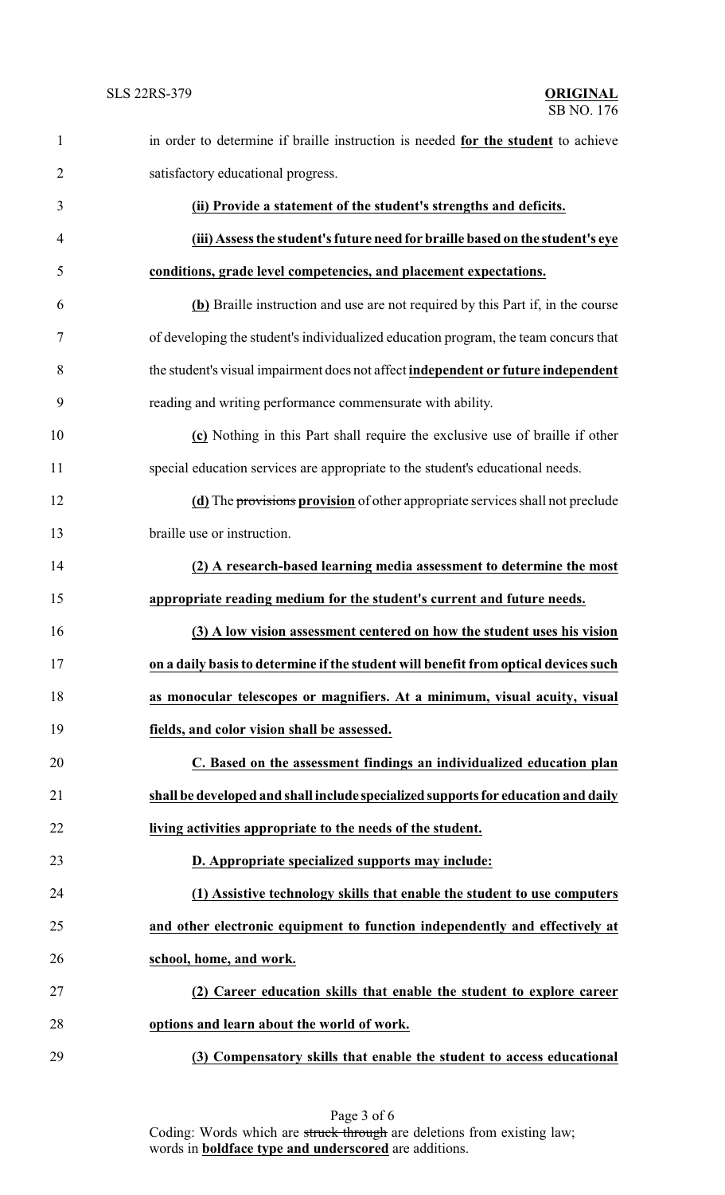in order to determine if braille instruction is needed **for the student** to achieve satisfactory educational progress.

**(ii) Provide a statement of the student's strengths and deficits.**

**(iii) Assess the student's future need for braille based on the student's eye conditions, grade level competencies, and placement expectations.**

**(b)** Braille instruction and use are not required by this Part if, in the course of developing the student's individualized education program, the team concurs that the student's visual impairment does not affect **independent or future independent** reading and writing performance commensurate with ability.

**(c)** Nothing in this Part shall require the exclusive use of braille if other special education services are appropriate to the student's educational needs.

**(d)** The ~~provisions~~ **provision** of other appropriate services shall not preclude braille use or instruction.

**(2) A research-based learning media assessment to determine the most appropriate reading medium for the student's current and future needs.**

**(3) A low vision assessment centered on how the student uses his vision on a daily basis to determine if the student will benefit from optical devices such as monocular telescopes or magnifiers. At a minimum, visual acuity, visual fields, and color vision shall be assessed.**

**C. Based on the assessment findings an individualized education plan shall be developed and shall include specialized supports for education and daily living activities appropriate to the needs of the student.**

**D. Appropriate specialized supports may include:**

**(1) Assistive technology skills that enable the student to use computers and other electronic equipment to function independently and effectively at school, home, and work.**

**(2) Career education skills that enable the student to explore career options and learn about the world of work.**

**(3) Compensatory skills that enable the student to access educational**

Coding: Words which are ~~struck through~~ are deletions from existing law; words in **boldface type and underscored** are additions.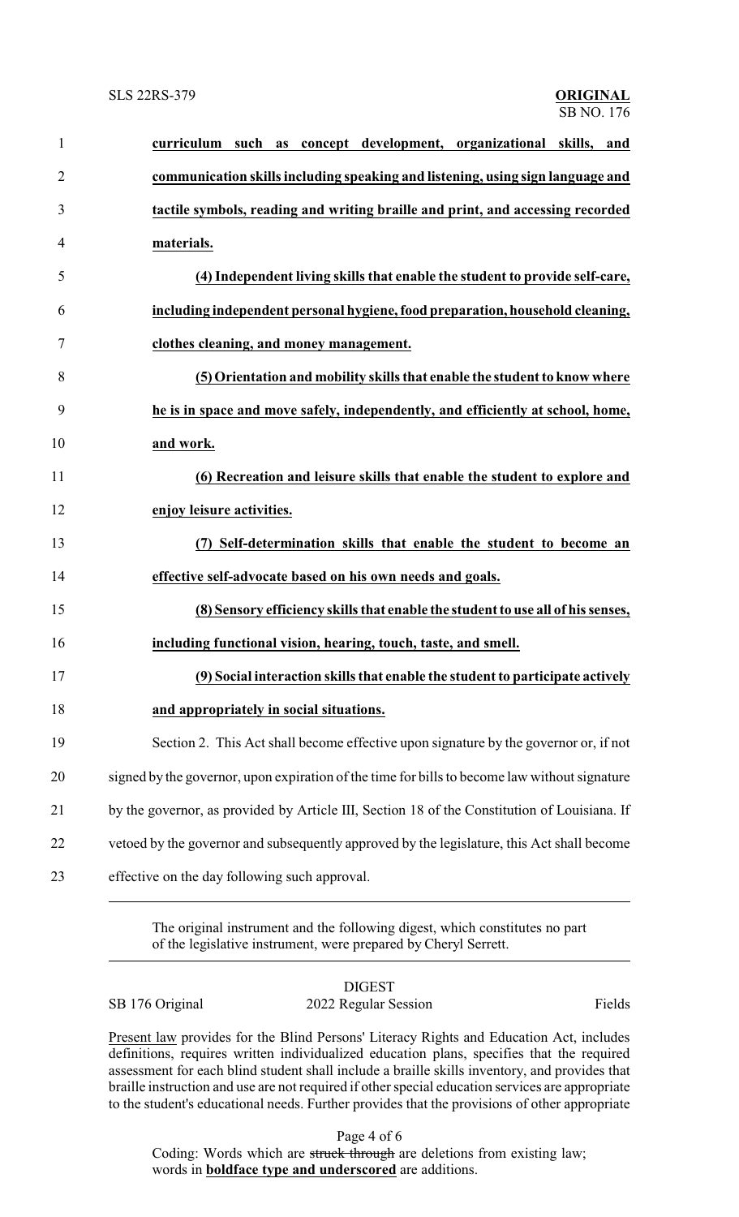**curriculum such as concept development, organizational skills, and communication skills including speaking and listening, using sign language and tactile symbols, reading and writing braille and print, and accessing recorded materials.**

**(4) Independent living skills that enable the student to provide self-care, including independent personal hygiene, food preparation, household cleaning, clothes cleaning, and money management.**

**(5) Orientation and mobility skills that enable the student to know where he is in space and move safely, independently, and efficiently at school, home, and work.**

**(6) Recreation and leisure skills that enable the student to explore and enjoy leisure activities.**

**(7) Self-determination skills that enable the student to become an effective self-advocate based on his own needs and goals.**

**(8) Sensory efficiency skills that enable the student to use all of his senses, including functional vision, hearing, touch, taste, and smell.**

**(9) Social interaction skills that enable the student to participate actively and appropriately in social situations.**

Section 2. This Act shall become effective upon signature by the governor or, if not signed by the governor, upon expiration of the time for bills to become law without signature by the governor, as provided by Article III, Section 18 of the Constitution of Louisiana. If vetoed by the governor and subsequently approved by the legislature, this Act shall become effective on the day following such approval.

---

The original instrument and the following digest, which constitutes no part of the legislative instrument, were prepared by Cheryl Serrett.

---

DIGEST

SB 176 Original — 2022 Regular Session — Fields

Present law provides for the Blind Persons' Literacy Rights and Education Act, includes definitions, requires written individualized education plans, specifies that the required assessment for each blind student shall include a braille skills inventory, and provides that braille instruction and use are not required if other special education services are appropriate to the student's educational needs. Further provides that the provisions of other appropriate

Coding: Words which are ~~struck through~~ are deletions from existing law; words in **boldface type and underscored** are additions.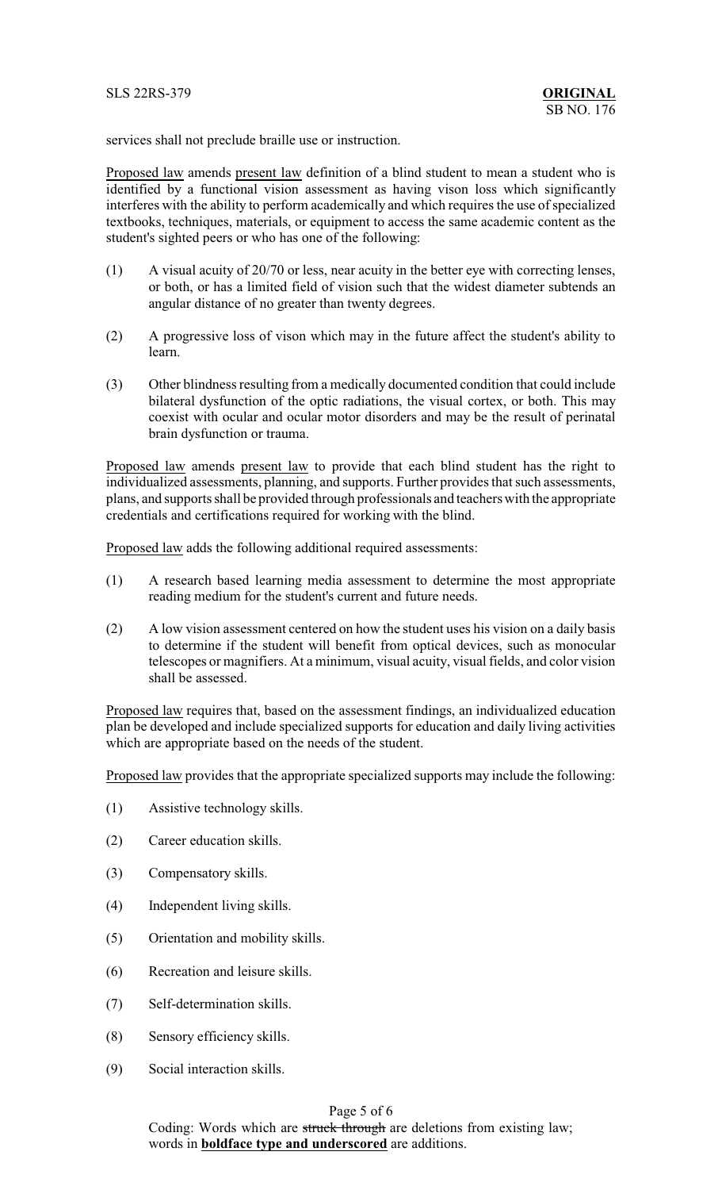services shall not preclude braille use or instruction.

Proposed law amends present law definition of a blind student to mean a student who is identified by a functional vision assessment as having vison loss which significantly interferes with the ability to perform academically and which requires the use of specialized textbooks, techniques, materials, or equipment to access the same academic content as the student's sighted peers or who has one of the following:

(1) A visual acuity of 20/70 or less, near acuity in the better eye with correcting lenses, or both, or has a limited field of vision such that the widest diameter subtends an angular distance of no greater than twenty degrees.

(2) A progressive loss of vison which may in the future affect the student's ability to learn.

(3) Other blindness resulting from a medically documented condition that could include bilateral dysfunction of the optic radiations, the visual cortex, or both. This may coexist with ocular and ocular motor disorders and may be the result of perinatal brain dysfunction or trauma.

Proposed law amends present law to provide that each blind student has the right to individualized assessments, planning, and supports. Further provides that such assessments, plans, and supports shall be provided through professionals and teachers with the appropriate credentials and certifications required for working with the blind.

Proposed law adds the following additional required assessments:

(1) A research based learning media assessment to determine the most appropriate reading medium for the student's current and future needs.

(2) A low vision assessment centered on how the student uses his vision on a daily basis to determine if the student will benefit from optical devices, such as monocular telescopes or magnifiers. At a minimum, visual acuity, visual fields, and color vision shall be assessed.

Proposed law requires that, based on the assessment findings, an individualized education plan be developed and include specialized supports for education and daily living activities which are appropriate based on the needs of the student.

Proposed law provides that the appropriate specialized supports may include the following:

(1) Assistive technology skills.

(2) Career education skills.

(3) Compensatory skills.

(4) Independent living skills.

(5) Orientation and mobility skills.

(6) Recreation and leisure skills.

(7) Self-determination skills.

(8) Sensory efficiency skills.

(9) Social interaction skills.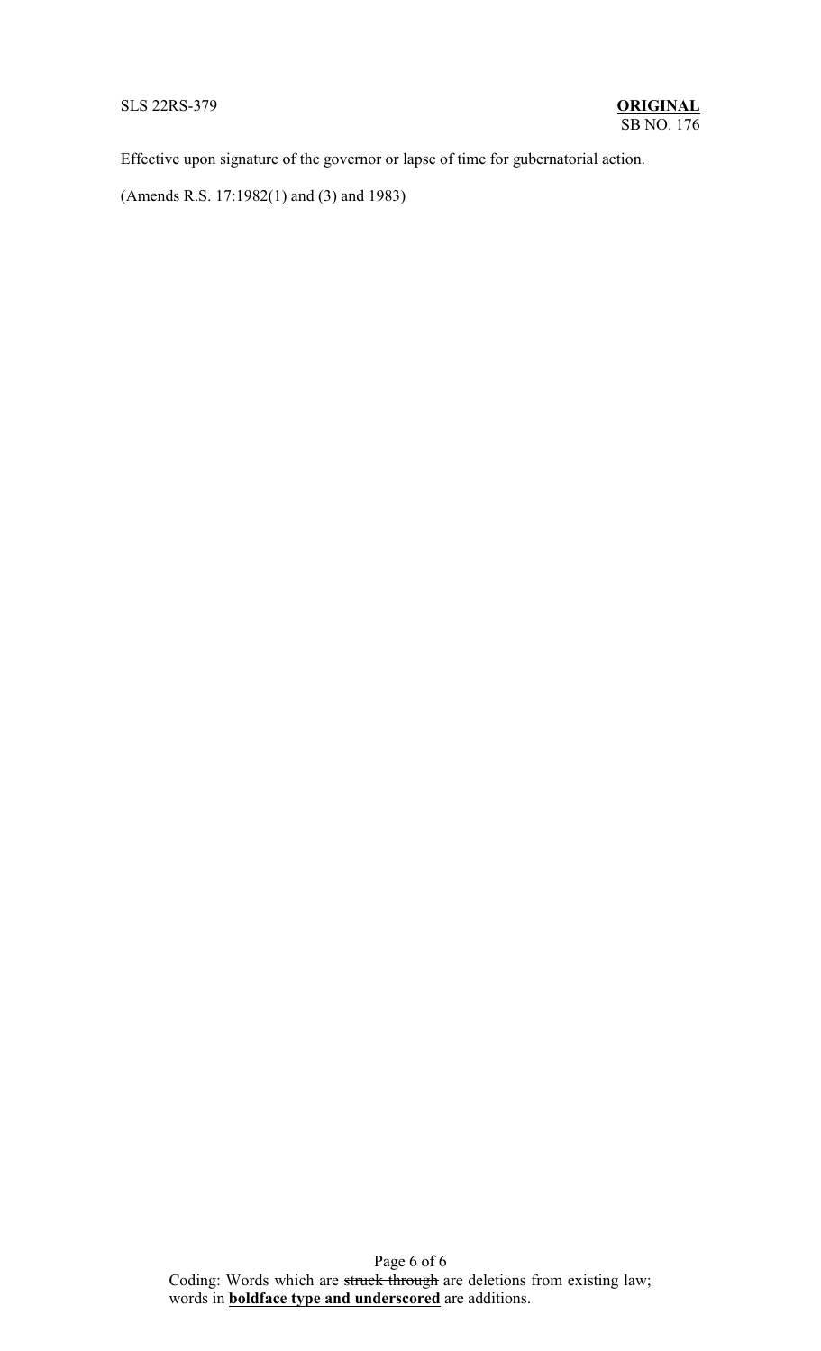Effective upon signature of the governor or lapse of time for gubernatorial action.

(Amends R.S. 17:1982(1) and (3) and 1983)